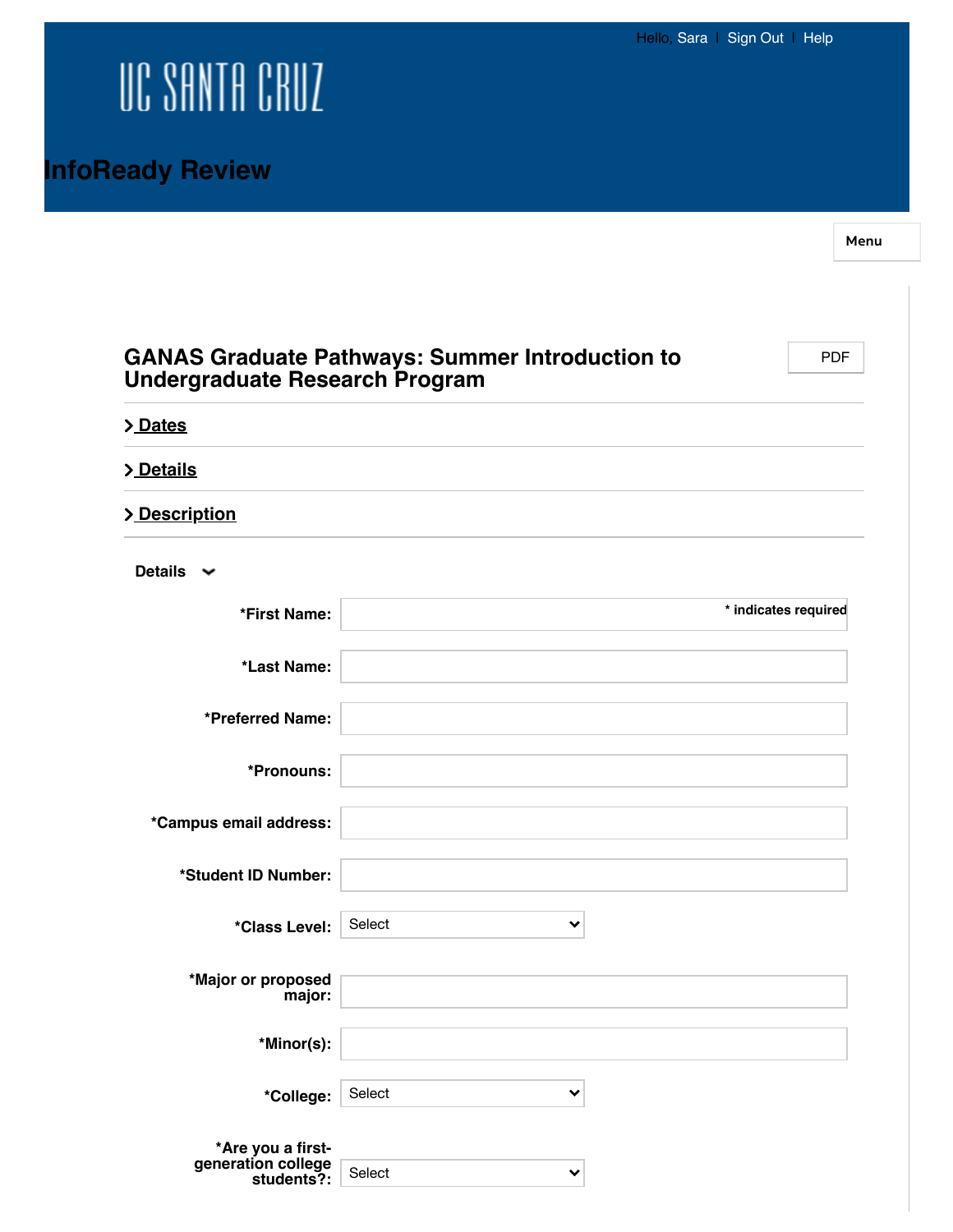Hello, Sara | Sign Out | Help

UC SANTA CRUZ

# InfoReady Review

Menu

## GANAS Graduate Pathways: Summer Introduction to Undergraduate Research Program

PDF

> Dates

> Details

> Description

### Details

* indicates required

*First Name:

*Last Name:

*Preferred Name:

*Pronouns:

*Campus email address:

*Student ID Number:

*Class Level: Select

*Major or proposed major:

*Minor(s):

*College: Select

*Are you a first-generation college students?: Select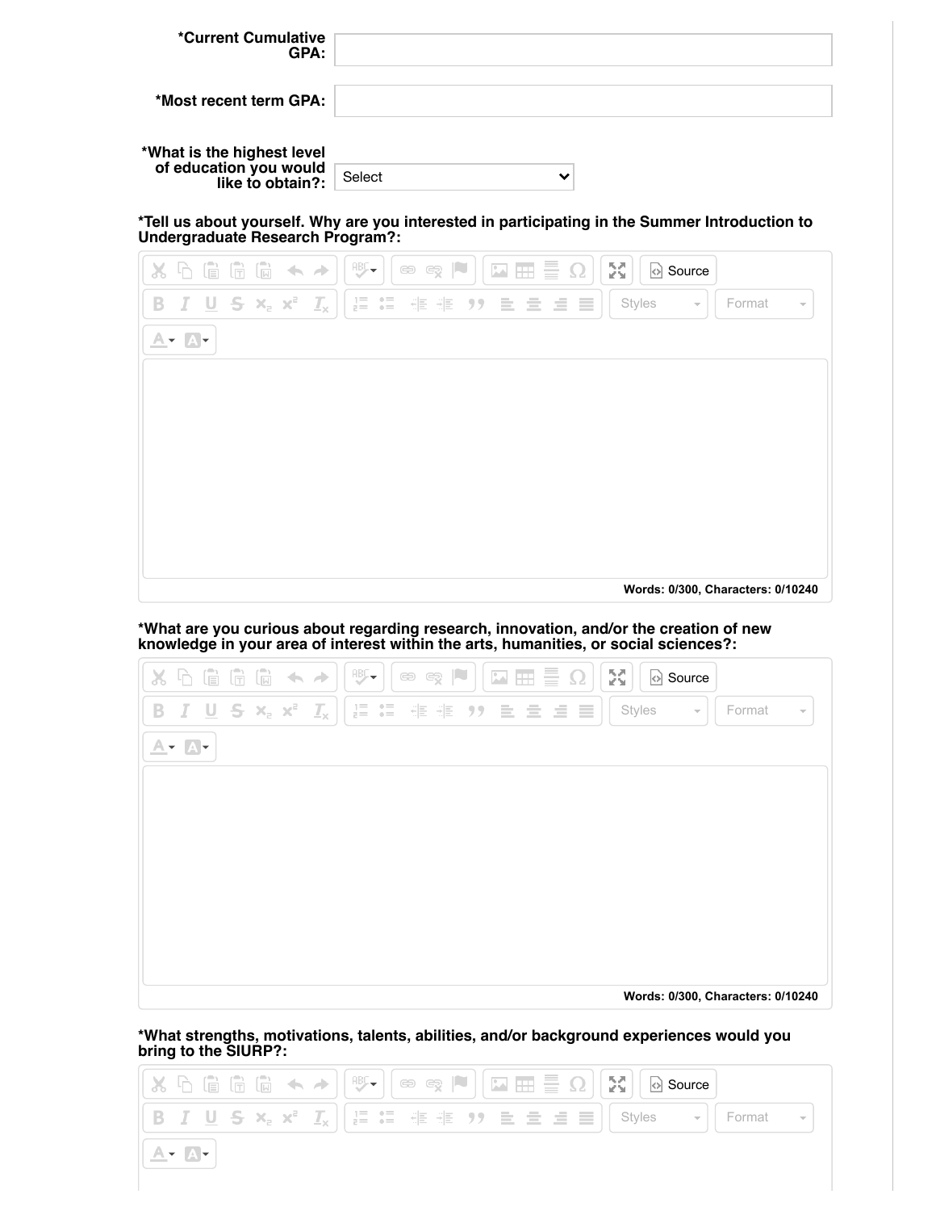**\*Current Cumulative GPA:**

**\*Most recent term GPA:**

**\*What is the highest level of education you would like to obtain?:** Select

**\*Tell us about yourself. Why are you interested in participating in the Summer Introduction to Undergraduate Research Program?:**

Words: 0/300, Characters: 0/10240

**\*What are you curious about regarding research, innovation, and/or the creation of new knowledge in your area of interest within the arts, humanities, or social sciences?:**

Words: 0/300, Characters: 0/10240

**\*What strengths, motivations, talents, abilities, and/or background experiences would you bring to the SIURP?:**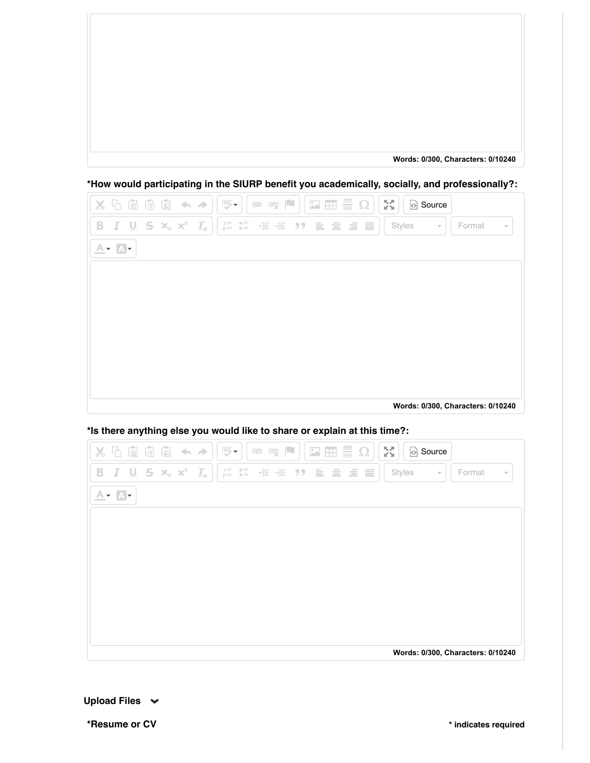Words: 0/300, Characters: 0/10240

**\*How would participating in the SIURP benefit you academically, socially, and professionally?:**

Words: 0/300, Characters: 0/10240

**\*Is there anything else you would like to share or explain at this time?:**

Words: 0/300, Characters: 0/10240

**Upload Files**

**\*Resume or CV**

**\* indicates required**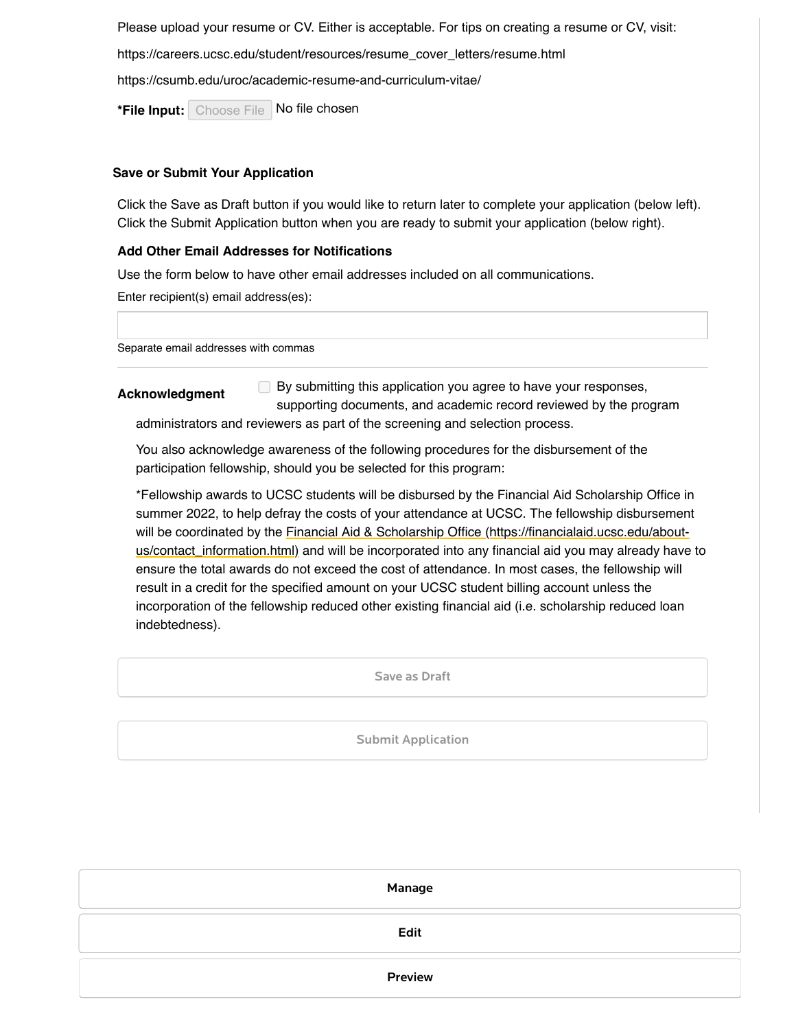Please upload your resume or CV. Either is acceptable. For tips on creating a resume or CV, visit:

https://careers.ucsc.edu/student/resources/resume_cover_letters/resume.html

https://csumb.edu/uroc/academic-resume-and-curriculum-vitae/

**\*File Input:** Choose File No file chosen

### Save or Submit Your Application

Click the Save as Draft button if you would like to return later to complete your application (below left). Click the Submit Application button when you are ready to submit your application (below right).

**Add Other Email Addresses for Notifications**

Use the form below to have other email addresses included on all communications.

Enter recipient(s) email address(es):

Separate email addresses with commas

---

**Acknowledgment** ☐ By submitting this application you agree to have your responses, supporting documents, and academic record reviewed by the program administrators and reviewers as part of the screening and selection process.

You also acknowledge awareness of the following procedures for the disbursement of the participation fellowship, should you be selected for this program:

*Fellowship awards to UCSC students will be disbursed by the Financial Aid Scholarship Office in summer 2022, to help defray the costs of your attendance at UCSC. The fellowship disbursement will be coordinated by the Financial Aid & Scholarship Office (https://financialaid.ucsc.edu/about-us/contact_information.html) and will be incorporated into any financial aid you may already have to ensure the total awards do not exceed the cost of attendance. In most cases, the fellowship will result in a credit for the specified amount on your UCSC student billing account unless the incorporation of the fellowship reduced other existing financial aid (i.e. scholarship reduced loan indebtedness).

Save as Draft

Submit Application

Manage

Edit

Preview